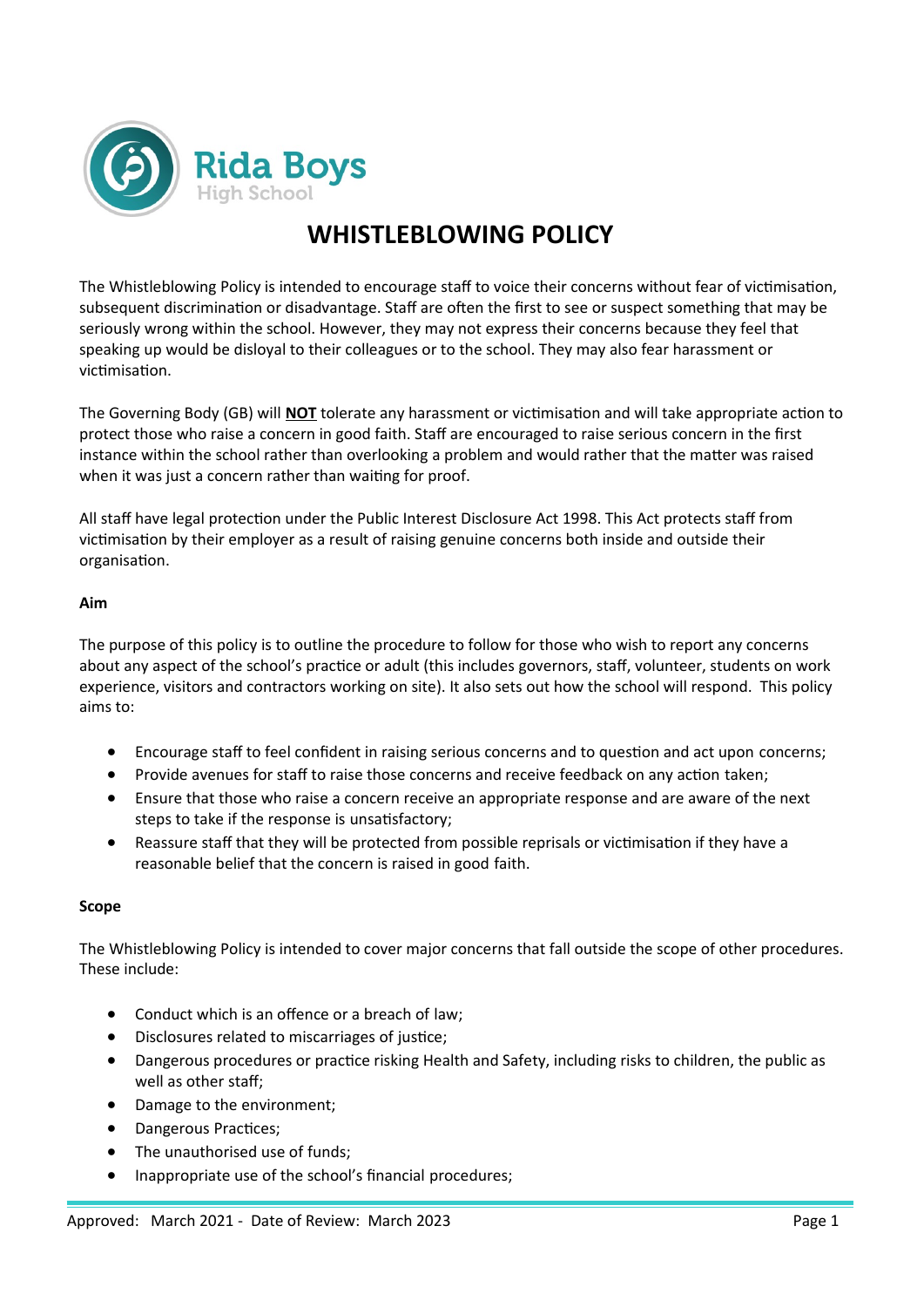Rida Boys
High School

# WHISTLEBLOWING POLICY

The Whistleblowing Policy is intended to encourage staff to voice their concerns without fear of victimisation, subsequent discrimination or disadvantage. Staff are often the first to see or suspect something that may be seriously wrong within the school. However, they may not express their concerns because they feel that speaking up would be disloyal to their colleagues or to the school. They may also fear harassment or victimisation.

The Governing Body (GB) will <u>**NOT**</u> tolerate any harassment or victimisation and will take appropriate action to protect those who raise a concern in good faith. Staff are encouraged to raise serious concern in the first instance within the school rather than overlooking a problem and would rather that the matter was raised when it was just a concern rather than waiting for proof.

All staff have legal protection under the Public Interest Disclosure Act 1998. This Act protects staff from victimisation by their employer as a result of raising genuine concerns both inside and outside their organisation.

**Aim**

The purpose of this policy is to outline the procedure to follow for those who wish to report any concerns about any aspect of the school's practice or adult (this includes governors, staff, volunteer, students on work experience, visitors and contractors working on site). It also sets out how the school will respond. This policy aims to:

- Encourage staff to feel confident in raising serious concerns and to question and act upon concerns;
- Provide avenues for staff to raise those concerns and receive feedback on any action taken;
- Ensure that those who raise a concern receive an appropriate response and are aware of the next steps to take if the response is unsatisfactory;
- Reassure staff that they will be protected from possible reprisals or victimisation if they have a reasonable belief that the concern is raised in good faith.

**Scope**

The Whistleblowing Policy is intended to cover major concerns that fall outside the scope of other procedures. These include:

- Conduct which is an offence or a breach of law;
- Disclosures related to miscarriages of justice;
- Dangerous procedures or practice risking Health and Safety, including risks to children, the public as well as other staff;
- Damage to the environment;
- Dangerous Practices;
- The unauthorised use of funds;
- Inappropriate use of the school's financial procedures;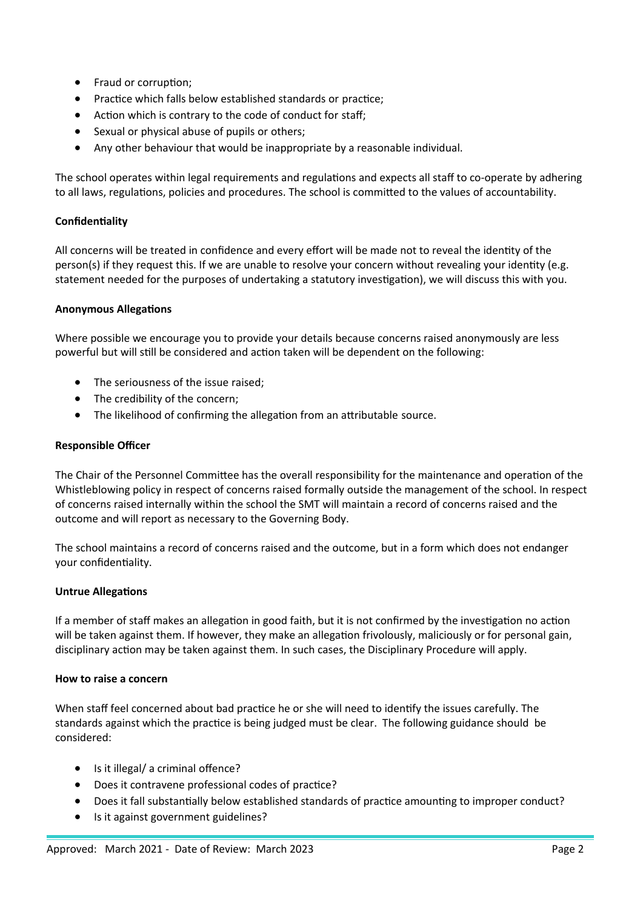- Fraud or corruption;
- Practice which falls below established standards or practice;
- Action which is contrary to the code of conduct for staff;
- Sexual or physical abuse of pupils or others;
- Any other behaviour that would be inappropriate by a reasonable individual.

The school operates within legal requirements and regulations and expects all staff to co-operate by adhering to all laws, regulations, policies and procedures. The school is committed to the values of accountability.

**Confidentiality**

All concerns will be treated in confidence and every effort will be made not to reveal the identity of the person(s) if they request this. If we are unable to resolve your concern without revealing your identity (e.g. statement needed for the purposes of undertaking a statutory investigation), we will discuss this with you.

**Anonymous Allegations**

Where possible we encourage you to provide your details because concerns raised anonymously are less powerful but will still be considered and action taken will be dependent on the following:

- The seriousness of the issue raised;
- The credibility of the concern;
- The likelihood of confirming the allegation from an attributable source.

**Responsible Officer**

The Chair of the Personnel Committee has the overall responsibility for the maintenance and operation of the Whistleblowing policy in respect of concerns raised formally outside the management of the school. In respect of concerns raised internally within the school the SMT will maintain a record of concerns raised and the outcome and will report as necessary to the Governing Body.

The school maintains a record of concerns raised and the outcome, but in a form which does not endanger your confidentiality.

**Untrue Allegations**

If a member of staff makes an allegation in good faith, but it is not confirmed by the investigation no action will be taken against them. If however, they make an allegation frivolously, maliciously or for personal gain, disciplinary action may be taken against them. In such cases, the Disciplinary Procedure will apply.

**How to raise a concern**

When staff feel concerned about bad practice he or she will need to identify the issues carefully. The standards against which the practice is being judged must be clear. The following guidance should be considered:

- Is it illegal/ a criminal offence?
- Does it contravene professional codes of practice?
- Does it fall substantially below established standards of practice amounting to improper conduct?
- Is it against government guidelines?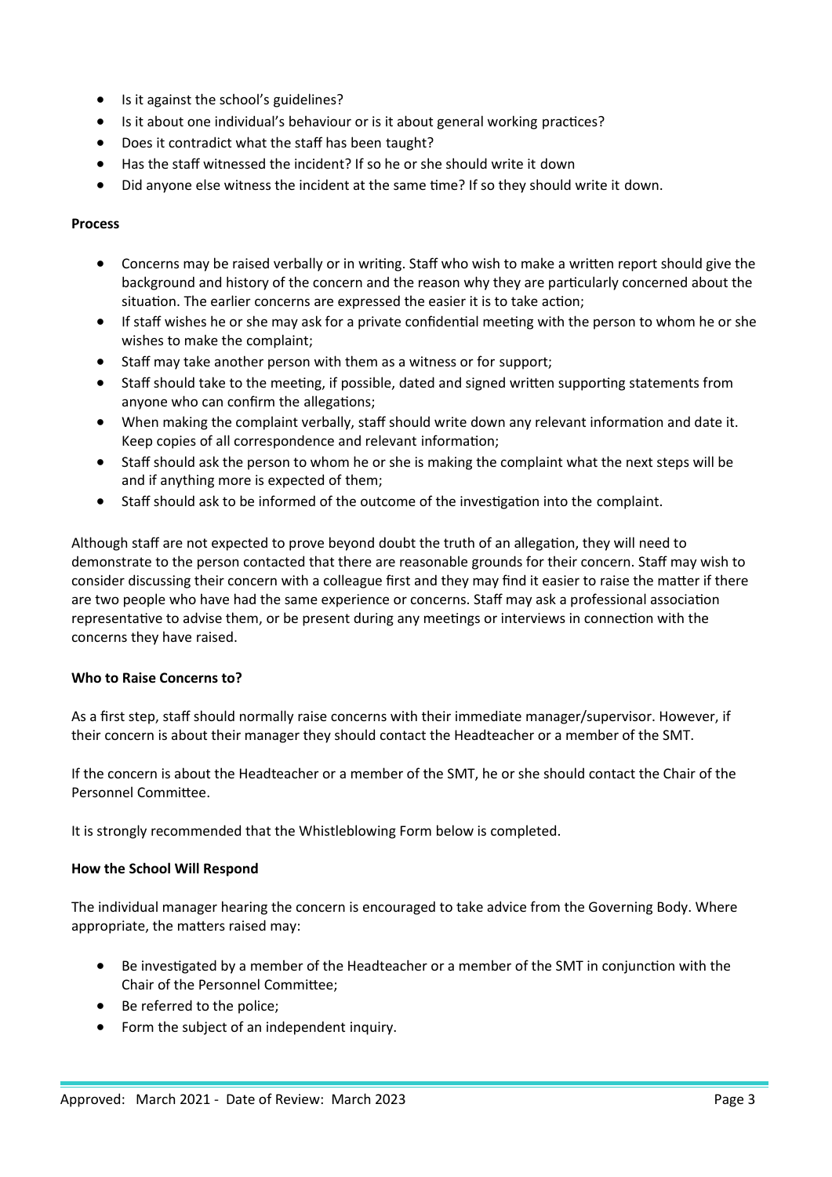- Is it against the school's guidelines?
- Is it about one individual's behaviour or is it about general working practices?
- Does it contradict what the staff has been taught?
- Has the staff witnessed the incident? If so he or she should write it down
- Did anyone else witness the incident at the same time? If so they should write it down.

**Process**

- Concerns may be raised verbally or in writing. Staff who wish to make a written report should give the background and history of the concern and the reason why they are particularly concerned about the situation. The earlier concerns are expressed the easier it is to take action;
- If staff wishes he or she may ask for a private confidential meeting with the person to whom he or she wishes to make the complaint;
- Staff may take another person with them as a witness or for support;
- Staff should take to the meeting, if possible, dated and signed written supporting statements from anyone who can confirm the allegations;
- When making the complaint verbally, staff should write down any relevant information and date it. Keep copies of all correspondence and relevant information;
- Staff should ask the person to whom he or she is making the complaint what the next steps will be and if anything more is expected of them;
- Staff should ask to be informed of the outcome of the investigation into the complaint.

Although staff are not expected to prove beyond doubt the truth of an allegation, they will need to demonstrate to the person contacted that there are reasonable grounds for their concern. Staff may wish to consider discussing their concern with a colleague first and they may find it easier to raise the matter if there are two people who have had the same experience or concerns. Staff may ask a professional association representative to advise them, or be present during any meetings or interviews in connection with the concerns they have raised.

**Who to Raise Concerns to?**

As a first step, staff should normally raise concerns with their immediate manager/supervisor. However, if their concern is about their manager they should contact the Headteacher or a member of the SMT.

If the concern is about the Headteacher or a member of the SMT, he or she should contact the Chair of the Personnel Committee.

It is strongly recommended that the Whistleblowing Form below is completed.

**How the School Will Respond**

The individual manager hearing the concern is encouraged to take advice from the Governing Body. Where appropriate, the matters raised may:

- Be investigated by a member of the Headteacher or a member of the SMT in conjunction with the Chair of the Personnel Committee;
- Be referred to the police;
- Form the subject of an independent inquiry.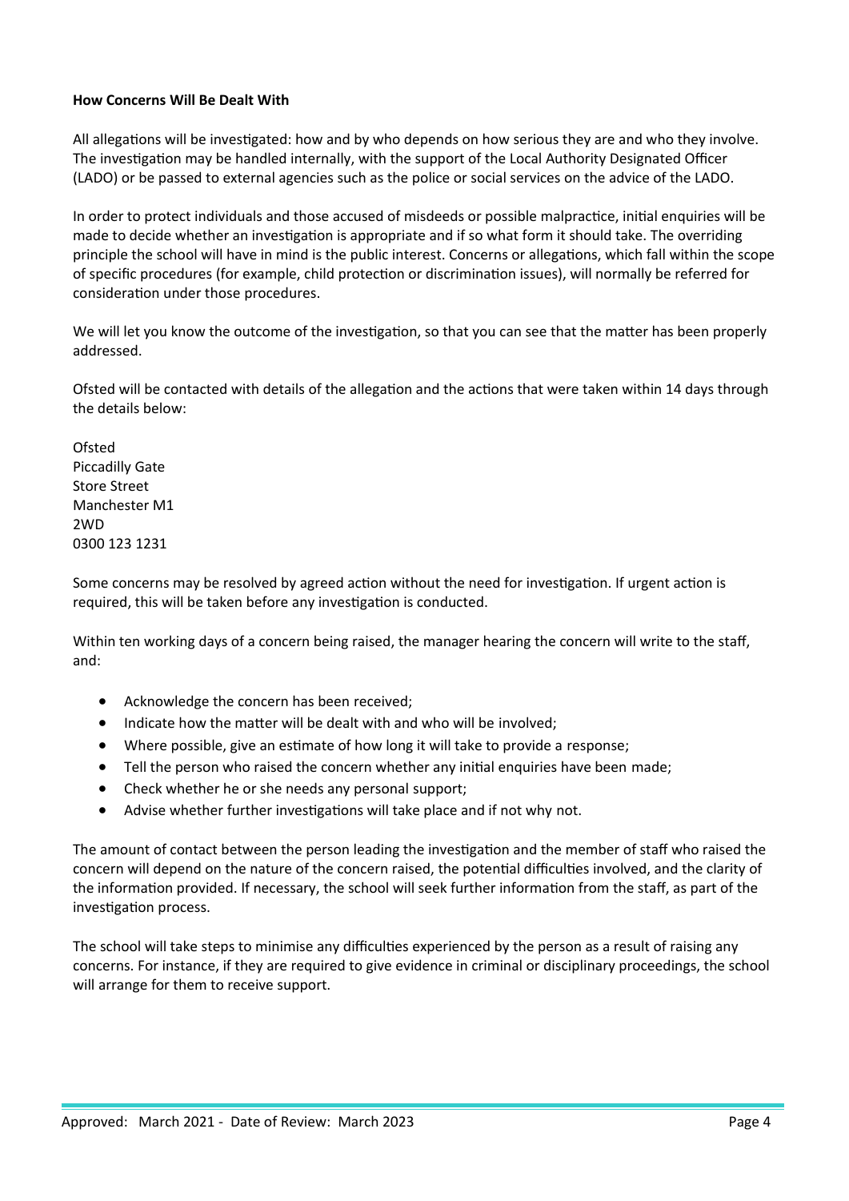**How Concerns Will Be Dealt With**

All allegations will be investigated: how and by who depends on how serious they are and who they involve. The investigation may be handled internally, with the support of the Local Authority Designated Officer (LADO) or be passed to external agencies such as the police or social services on the advice of the LADO.

In order to protect individuals and those accused of misdeeds or possible malpractice, initial enquiries will be made to decide whether an investigation is appropriate and if so what form it should take. The overriding principle the school will have in mind is the public interest. Concerns or allegations, which fall within the scope of specific procedures (for example, child protection or discrimination issues), will normally be referred for consideration under those procedures.

We will let you know the outcome of the investigation, so that you can see that the matter has been properly addressed.

Ofsted will be contacted with details of the allegation and the actions that were taken within 14 days through the details below:

Ofsted
Piccadilly Gate
Store Street
Manchester M1
2WD
0300 123 1231

Some concerns may be resolved by agreed action without the need for investigation. If urgent action is required, this will be taken before any investigation is conducted.

Within ten working days of a concern being raised, the manager hearing the concern will write to the staff, and:

- Acknowledge the concern has been received;
- Indicate how the matter will be dealt with and who will be involved;
- Where possible, give an estimate of how long it will take to provide a response;
- Tell the person who raised the concern whether any initial enquiries have been made;
- Check whether he or she needs any personal support;
- Advise whether further investigations will take place and if not why not.

The amount of contact between the person leading the investigation and the member of staff who raised the concern will depend on the nature of the concern raised, the potential difficulties involved, and the clarity of the information provided. If necessary, the school will seek further information from the staff, as part of the investigation process.

The school will take steps to minimise any difficulties experienced by the person as a result of raising any concerns. For instance, if they are required to give evidence in criminal or disciplinary proceedings, the school will arrange for them to receive support.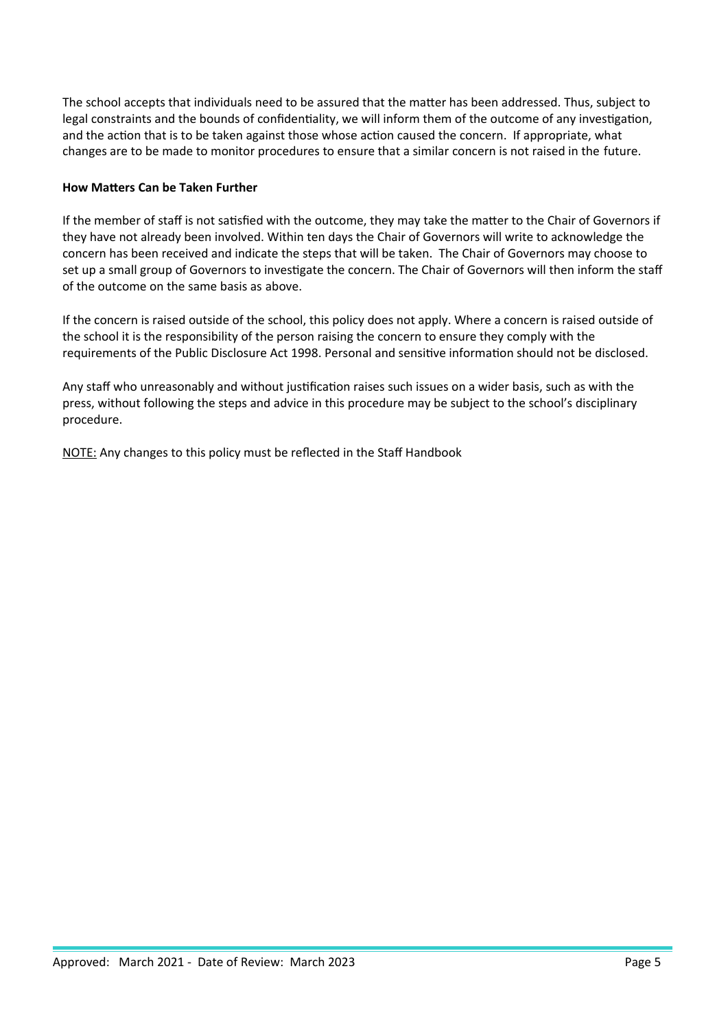The school accepts that individuals need to be assured that the matter has been addressed. Thus, subject to legal constraints and the bounds of confidentiality, we will inform them of the outcome of any investigation, and the action that is to be taken against those whose action caused the concern. If appropriate, what changes are to be made to monitor procedures to ensure that a similar concern is not raised in the future.

**How Matters Can be Taken Further**

If the member of staff is not satisfied with the outcome, they may take the matter to the Chair of Governors if they have not already been involved. Within ten days the Chair of Governors will write to acknowledge the concern has been received and indicate the steps that will be taken. The Chair of Governors may choose to set up a small group of Governors to investigate the concern. The Chair of Governors will then inform the staff of the outcome on the same basis as above.

If the concern is raised outside of the school, this policy does not apply. Where a concern is raised outside of the school it is the responsibility of the person raising the concern to ensure they comply with the requirements of the Public Disclosure Act 1998. Personal and sensitive information should not be disclosed.

Any staff who unreasonably and without justification raises such issues on a wider basis, such as with the press, without following the steps and advice in this procedure may be subject to the school's disciplinary procedure.

NOTE: Any changes to this policy must be reflected in the Staff Handbook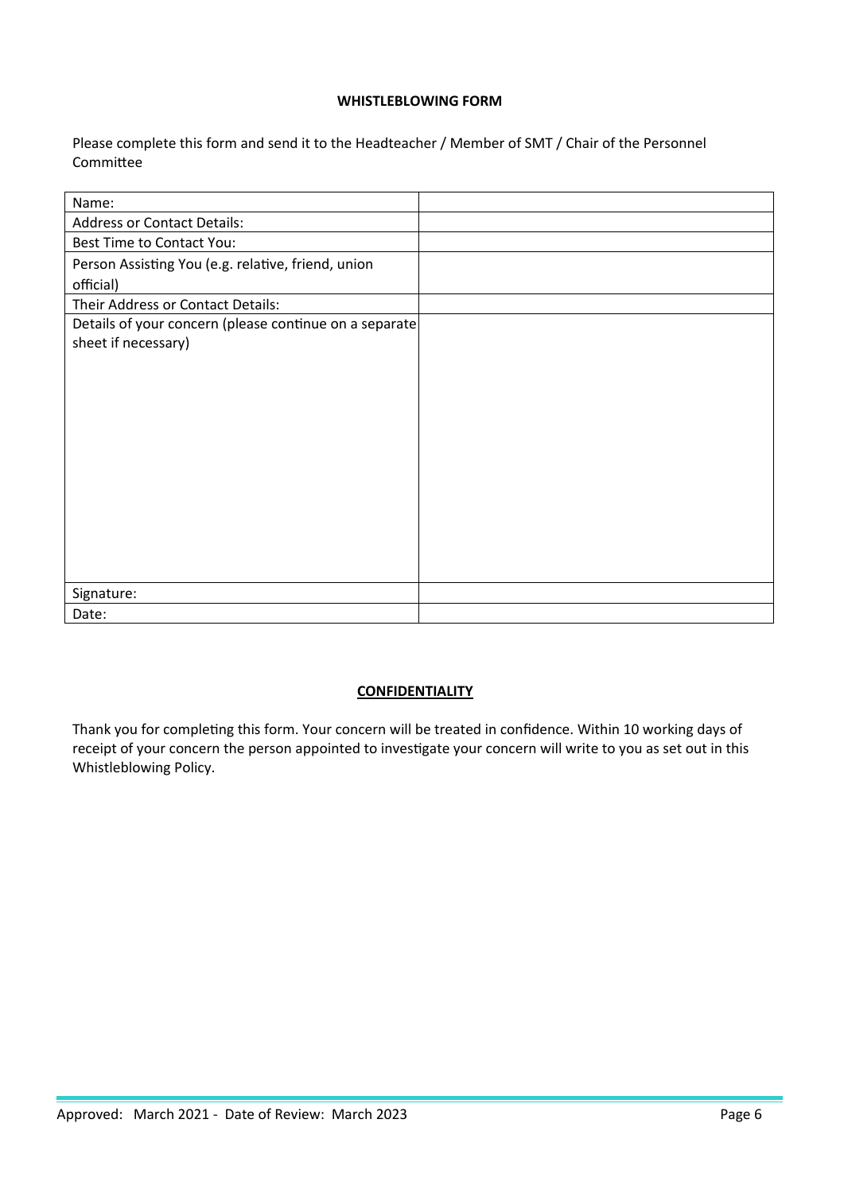**WHISTLEBLOWING FORM**

Please complete this form and send it to the Headteacher / Member of SMT / Chair of the Personnel Committee

| | |
|---|---|
| Name: | |
| Address or Contact Details: | |
| Best Time to Contact You: | |
| Person Assisting You (e.g. relative, friend, union official) | |
| Their Address or Contact Details: | |
| Details of your concern (please continue on a separate sheet if necessary) | |
| Signature: | |
| Date: | |

**CONFIDENTIALITY**

Thank you for completing this form. Your concern will be treated in confidence. Within 10 working days of receipt of your concern the person appointed to investigate your concern will write to you as set out in this Whistleblowing Policy.

Approved: March 2021 - Date of Review: March 2023